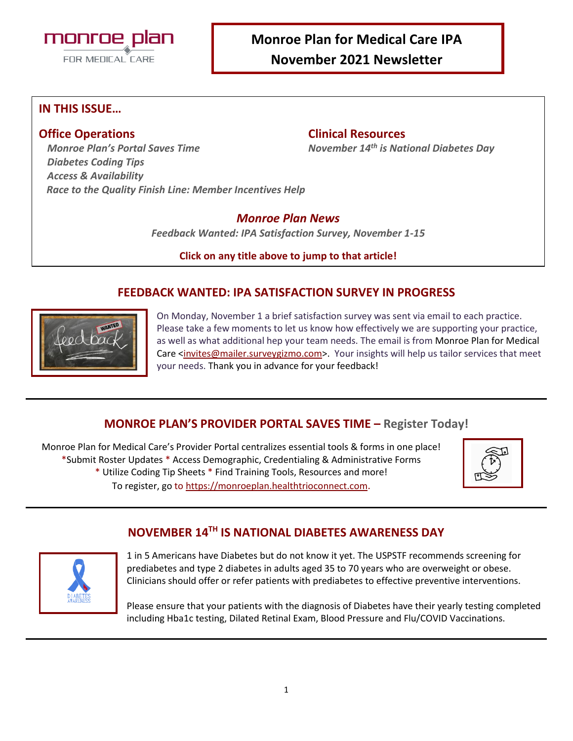# Monroe Plan for Medical Care IPA
# November 2021 Newsletter

## IN THIS ISSUE…

**Office Operations**

*Monroe Plan's Portal Saves Time*
*Diabetes Coding Tips*
*Access & Availability*
*Race to the Quality Finish Line: Member Incentives Help*

**Clinical Resources**

*November 14th is National Diabetes Day*

**Monroe Plan News**

*Feedback Wanted: IPA Satisfaction Survey, November 1-15*

**Click on any title above to jump to that article!**

## FEEDBACK WANTED: IPA SATISFACTION SURVEY IN PROGRESS

On Monday, November 1 a brief satisfaction survey was sent via email to each practice. Please take a few moments to let us know how effectively we are supporting your practice, as well as what additional hep your team needs. The email is from Monroe Plan for Medical Care <invites@mailer.surveygizmo.com>. Your insights will help us tailor services that meet your needs. Thank you in advance for your feedback!

## MONROE PLAN'S PROVIDER PORTAL SAVES TIME – Register Today!

Monroe Plan for Medical Care's Provider Portal centralizes essential tools & forms in one place!
*Submit Roster Updates * Access Demographic, Credentialing & Administrative Forms
* Utilize Coding Tip Sheets * Find Training Tools, Resources and more!
To register, go to https://monroeplan.healthtrioconnect.com.

## NOVEMBER 14TH IS NATIONAL DIABETES AWARENESS DAY

1 in 5 Americans have Diabetes but do not know it yet. The USPSTF recommends screening for prediabetes and type 2 diabetes in adults aged 35 to 70 years who are overweight or obese. Clinicians should offer or refer patients with prediabetes to effective preventive interventions.

Please ensure that your patients with the diagnosis of Diabetes have their yearly testing completed including Hba1c testing, Dilated Retinal Exam, Blood Pressure and Flu/COVID Vaccinations.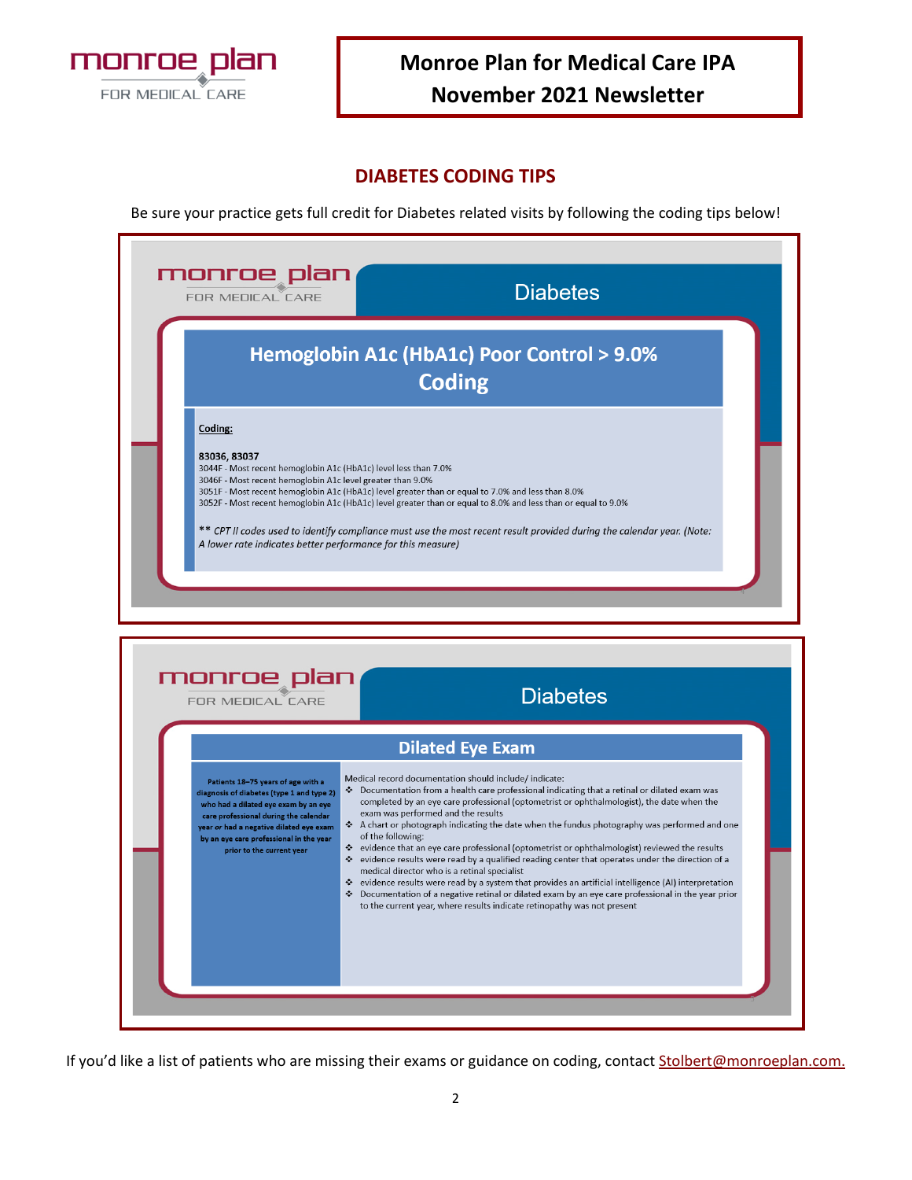# Monroe Plan for Medical Care IPA
## November 2021 Newsletter

## DIABETES CODING TIPS

Be sure your practice gets full credit for Diabetes related visits by following the coding tips below!

### Diabetes

#### Hemoglobin A1c (HbA1c) Poor Control > 9.0% Coding

**Coding:**

**83036, 83037**
3044F - Most recent hemoglobin A1c (HbA1c) level less than 7.0%
3046F - Most recent hemoglobin A1c level greater than 9.0%
3051F - Most recent hemoglobin A1c (HbA1c) level greater than or equal to 7.0% and less than 8.0%
3052F - Most recent hemoglobin A1c (HbA1c) level greater than or equal to 8.0% and less than or equal to 9.0%

*\*\* CPT II codes used to identify compliance must use the most recent result provided during the calendar year. (Note: A lower rate indicates better performance for this measure)*

### Diabetes

#### Dilated Eye Exam

| Patients 18–75 years of age with a diagnosis of diabetes (type 1 and type 2) who had a dilated eye exam by an eye care professional during the calendar year or had a negative dilated eye exam by an eye care professional in the year prior to the current year | Medical record documentation should include/ indicate:<br>❖ Documentation from a health care professional indicating that a retinal or dilated exam was completed by an eye care professional (optometrist or ophthalmologist), the date when the exam was performed and the results<br>❖ A chart or photograph indicating the date when the fundus photography was performed and one of the following:<br>❖ evidence that an eye care professional (optometrist or ophthalmologist) reviewed the results<br>❖ evidence results were read by a qualified reading center that operates under the direction of a medical director who is a retinal specialist<br>❖ evidence results were read by a system that provides an artificial intelligence (AI) interpretation<br>❖ Documentation of a negative retinal or dilated exam by an eye care professional in the year prior to the current year, where results indicate retinopathy was not present |
|---|---|

If you'd like a list of patients who are missing their exams or guidance on coding, contact Stolbert@monroeplan.com.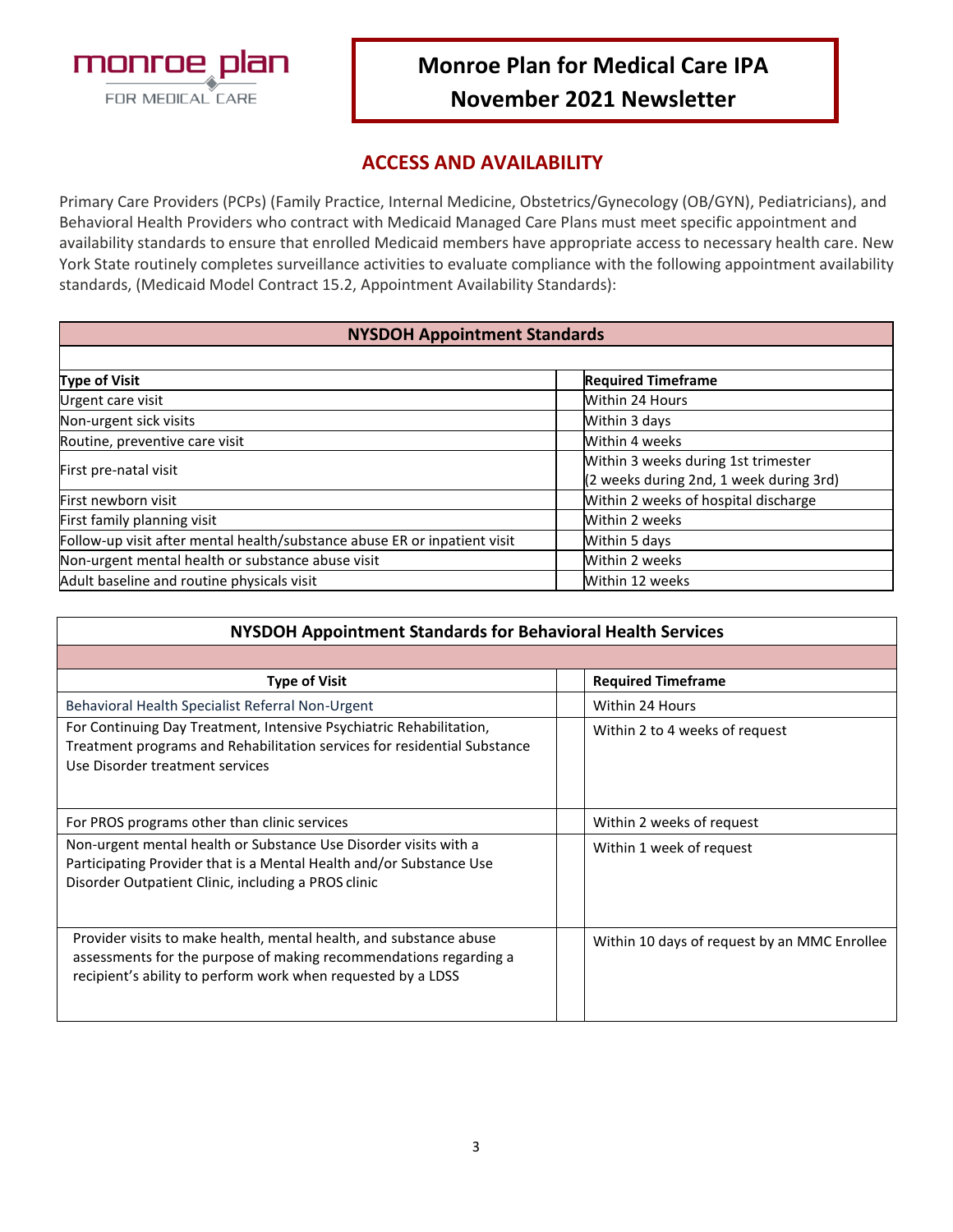monroe plan FOR MEDICAL CARE

# Monroe Plan for Medical Care IPA November 2021 Newsletter

## ACCESS AND AVAILABILITY

Primary Care Providers (PCPs) (Family Practice, Internal Medicine, Obstetrics/Gynecology (OB/GYN), Pediatricians), and Behavioral Health Providers who contract with Medicaid Managed Care Plans must meet specific appointment and availability standards to ensure that enrolled Medicaid members have appropriate access to necessary health care. New York State routinely completes surveillance activities to evaluate compliance with the following appointment availability standards, (Medicaid Model Contract 15.2, Appointment Availability Standards):

**NYSDOH Appointment Standards**

| Type of Visit | Required Timeframe |
|---|---|
| Urgent care visit | Within 24 Hours |
| Non-urgent sick visits | Within 3 days |
| Routine, preventive care visit | Within 4 weeks |
| First pre-natal visit | Within 3 weeks during 1st trimester (2 weeks during 2nd, 1 week during 3rd) |
| First newborn visit | Within 2 weeks of hospital discharge |
| First family planning visit | Within 2 weeks |
| Follow-up visit after mental health/substance abuse ER or inpatient visit | Within 5 days |
| Non-urgent mental health or substance abuse visit | Within 2 weeks |
| Adult baseline and routine physicals visit | Within 12 weeks |

**NYSDOH Appointment Standards for Behavioral Health Services**

| Type of Visit | Required Timeframe |
|---|---|
| Behavioral Health Specialist Referral Non-Urgent | Within 24 Hours |
| For Continuing Day Treatment, Intensive Psychiatric Rehabilitation, Treatment programs and Rehabilitation services for residential Substance Use Disorder treatment services | Within 2 to 4 weeks of request |
| For PROS programs other than clinic services | Within 2 weeks of request |
| Non-urgent mental health or Substance Use Disorder visits with a Participating Provider that is a Mental Health and/or Substance Use Disorder Outpatient Clinic, including a PROS clinic | Within 1 week of request |
| Provider visits to make health, mental health, and substance abuse assessments for the purpose of making recommendations regarding a recipient's ability to perform work when requested by a LDSS | Within 10 days of request by an MMC Enrollee |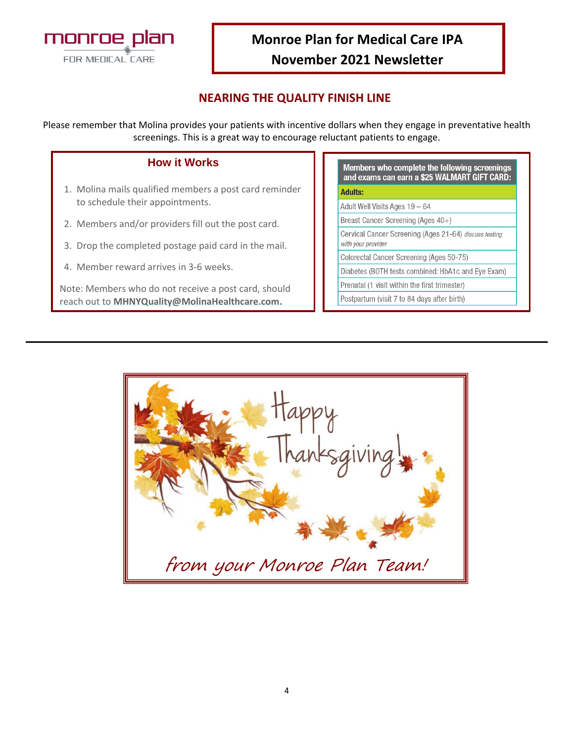monroe plan
FOR MEDICAL CARE

# Monroe Plan for Medical Care IPA
# November 2021 Newsletter

## NEARING THE QUALITY FINISH LINE

Please remember that Molina provides your patients with incentive dollars when they engage in preventative health screenings. This is a great way to encourage reluctant patients to engage.

### How it Works

1. Molina mails qualified members a post card reminder to schedule their appointments.
2. Members and/or providers fill out the post card.
3. Drop the completed postage paid card in the mail.
4. Member reward arrives in 3-6 weeks.

Note: Members who do not receive a post card, should reach out to **MHNYQuality@MolinaHealthcare.com.**

| Members who complete the following screenings and exams can earn a $25 WALMART GIFT CARD: |
|---|
| **Adults:** |
| Adult Well Visits Ages 19 – 64 |
| Breast Cancer Screening (Ages 40+) |
| Cervical Cancer Screening (Ages 21-64) *discuss testing with your provider* |
| Colorectal Cancer Screening (Ages 50-75) |
| Diabetes (BOTH tests combined: HbA1c and Eye Exam) |
| Prenatal (1 visit within the first trimester) |
| Postpartum (visit 7 to 84 days after birth) |

---

Happy Thanksgiving!

*from your Monroe Plan Team!*